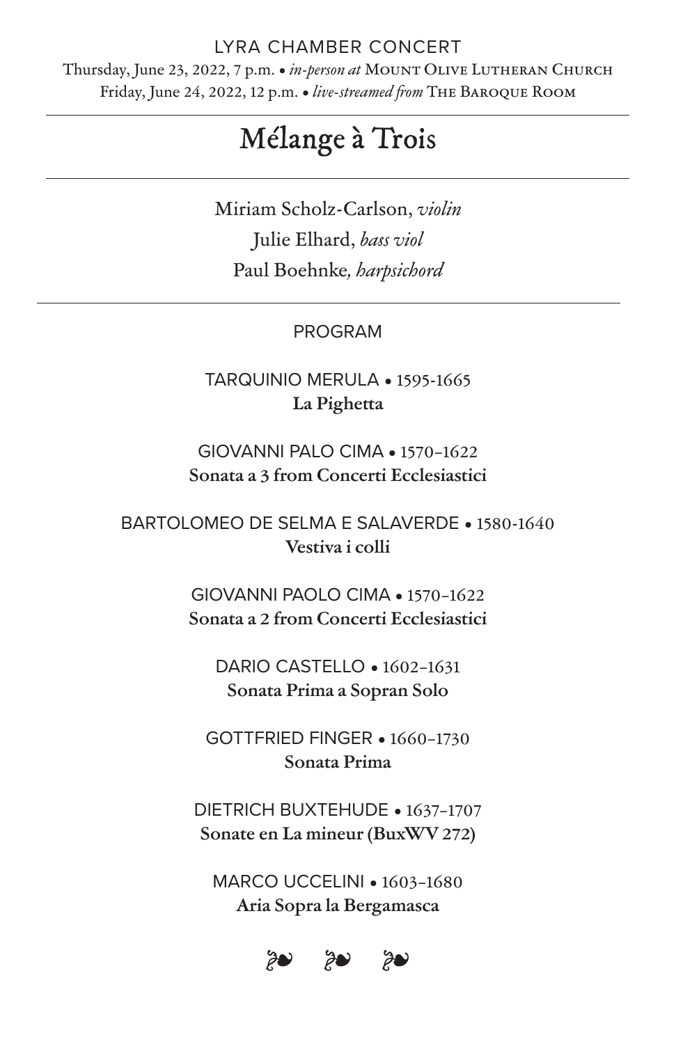LYRA CHAMBER CONCERT

Thursday, June 23, 2022, 7 p.m. • *in-person at* Mount Olive Lutheran Church

Friday, June 24, 2022, 12 p.m. • *live-streamed from* The Baroque Room

# Mélange à Trois

Miriam Scholz-Carlson, *violin*

Julie Elhard, *bass viol*

Paul Boehnke*, harpsichord*

## PROGRAM

TARQUINIO MERULA • 1595-1665
**La Pighetta**

GIOVANNI PALO CIMA • 1570–1622
**Sonata a 3 from Concerti Ecclesiastici**

BARTOLOMEO DE SELMA E SALAVERDE • 1580-1640
**Vestiva i colli**

GIOVANNI PAOLO CIMA • 1570–1622
**Sonata a 2 from Concerti Ecclesiastici**

DARIO CASTELLO • 1602–1631
**Sonata Prima a Sopran Solo**

GOTTFRIED FINGER • 1660–1730
**Sonata Prima**

DIETRICH BUXTEHUDE • 1637–1707
**Sonate en La mineur (BuxWV 272)**

MARCO UCCELINI • 1603–1680
**Aria Sopra la Bergamasca**

❧ ❧ ❧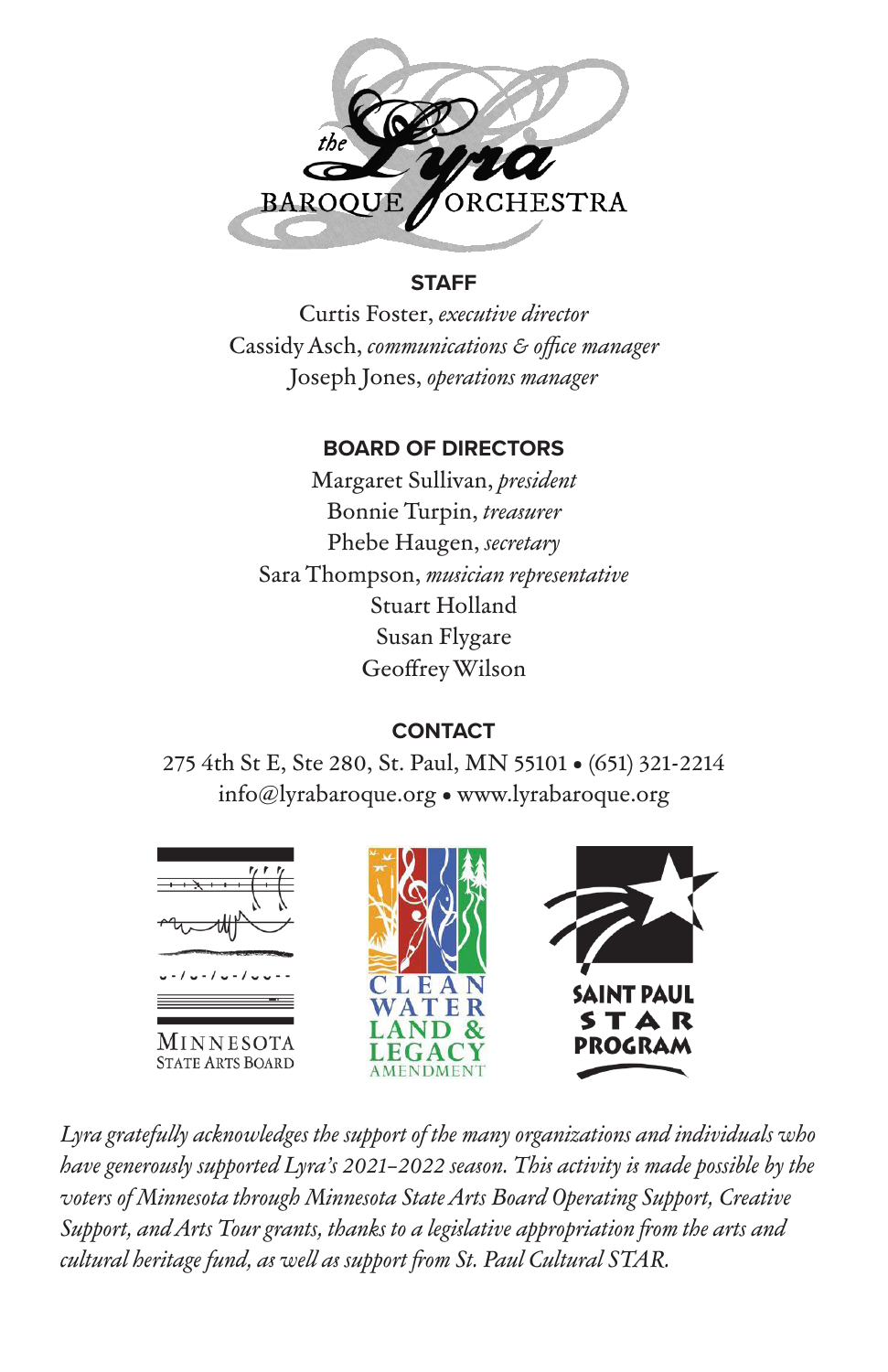the Lyra BAROQUE ORCHESTRA

## STAFF

Curtis Foster, *executive director*
Cassidy Asch, *communications & office manager*
Joseph Jones, *operations manager*

## BOARD OF DIRECTORS

Margaret Sullivan, *president*
Bonnie Turpin, *treasurer*
Phebe Haugen, *secretary*
Sara Thompson, *musician representative*
Stuart Holland
Susan Flygare
Geoffrey Wilson

## CONTACT

275 4th St E, Ste 280, St. Paul, MN 55101 • (651) 321-2214
info@lyrabaroque.org • www.lyrabaroque.org

MINNESOTA STATE ARTS BOARD

CLEAN WATER LAND & LEGACY AMENDMENT

SAINT PAUL STAR PROGRAM

*Lyra gratefully acknowledges the support of the many organizations and individuals who have generously supported Lyra's 2021–2022 season. This activity is made possible by the voters of Minnesota through Minnesota State Arts Board Operating Support, Creative Support, and Arts Tour grants, thanks to a legislative appropriation from the arts and cultural heritage fund, as well as support from St. Paul Cultural STAR.*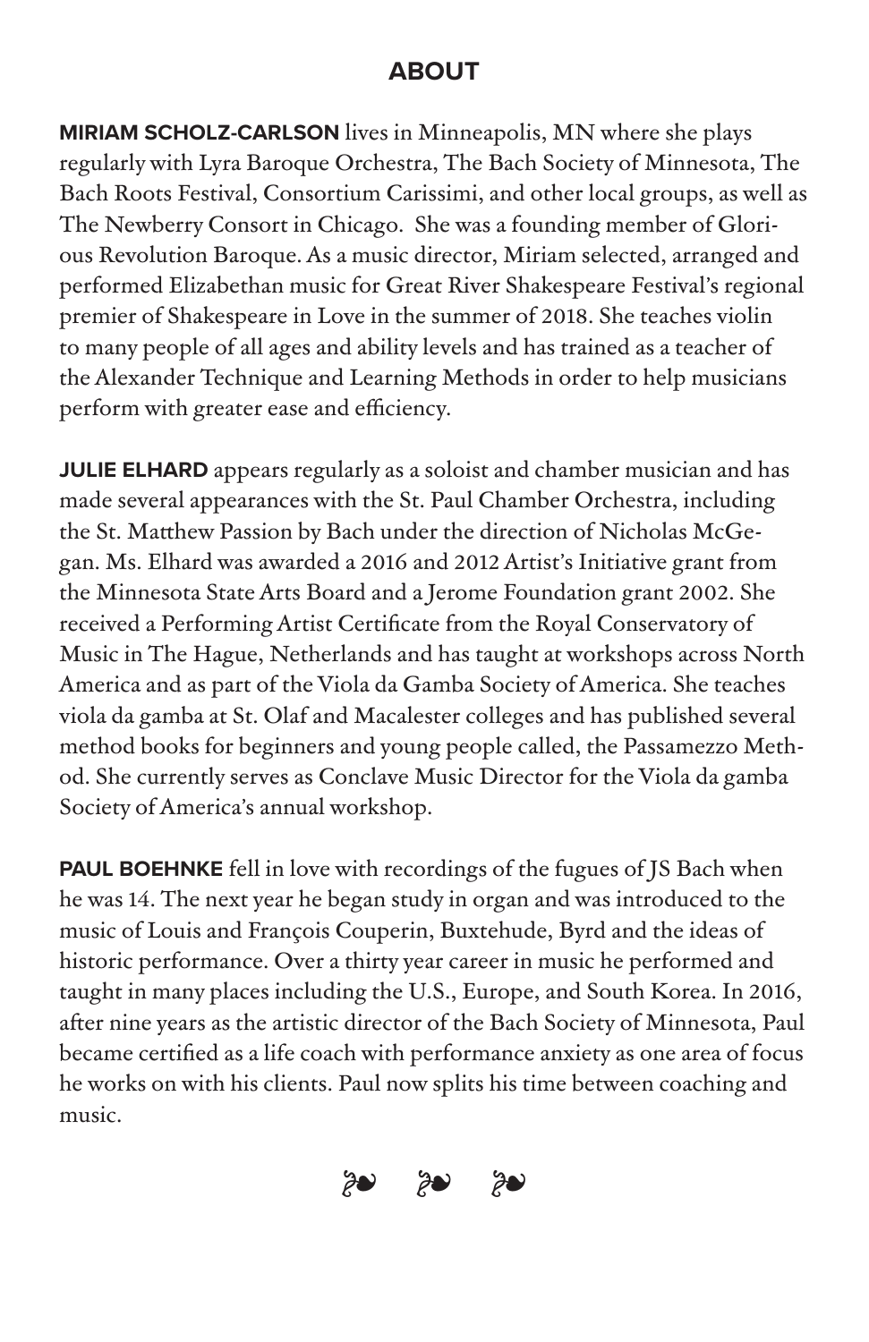# ABOUT

**MIRIAM SCHOLZ-CARLSON** lives in Minneapolis, MN where she plays regularly with Lyra Baroque Orchestra, The Bach Society of Minnesota, The Bach Roots Festival, Consortium Carissimi, and other local groups, as well as The Newberry Consort in Chicago. She was a founding member of Glorious Revolution Baroque. As a music director, Miriam selected, arranged and performed Elizabethan music for Great River Shakespeare Festival's regional premier of Shakespeare in Love in the summer of 2018. She teaches violin to many people of all ages and ability levels and has trained as a teacher of the Alexander Technique and Learning Methods in order to help musicians perform with greater ease and efficiency.

**JULIE ELHARD** appears regularly as a soloist and chamber musician and has made several appearances with the St. Paul Chamber Orchestra, including the St. Matthew Passion by Bach under the direction of Nicholas McGegan. Ms. Elhard was awarded a 2016 and 2012 Artist's Initiative grant from the Minnesota State Arts Board and a Jerome Foundation grant 2002. She received a Performing Artist Certificate from the Royal Conservatory of Music in The Hague, Netherlands and has taught at workshops across North America and as part of the Viola da Gamba Society of America. She teaches viola da gamba at St. Olaf and Macalester colleges and has published several method books for beginners and young people called, the Passamezzo Method. She currently serves as Conclave Music Director for the Viola da gamba Society of America's annual workshop.

**PAUL BOEHNKE** fell in love with recordings of the fugues of JS Bach when he was 14. The next year he began study in organ and was introduced to the music of Louis and François Couperin, Buxtehude, Byrd and the ideas of historic performance. Over a thirty year career in music he performed and taught in many places including the U.S., Europe, and South Korea. In 2016, after nine years as the artistic director of the Bach Society of Minnesota, Paul became certified as a life coach with performance anxiety as one area of focus he works on with his clients. Paul now splits his time between coaching and music.

❧ ❧ ❧